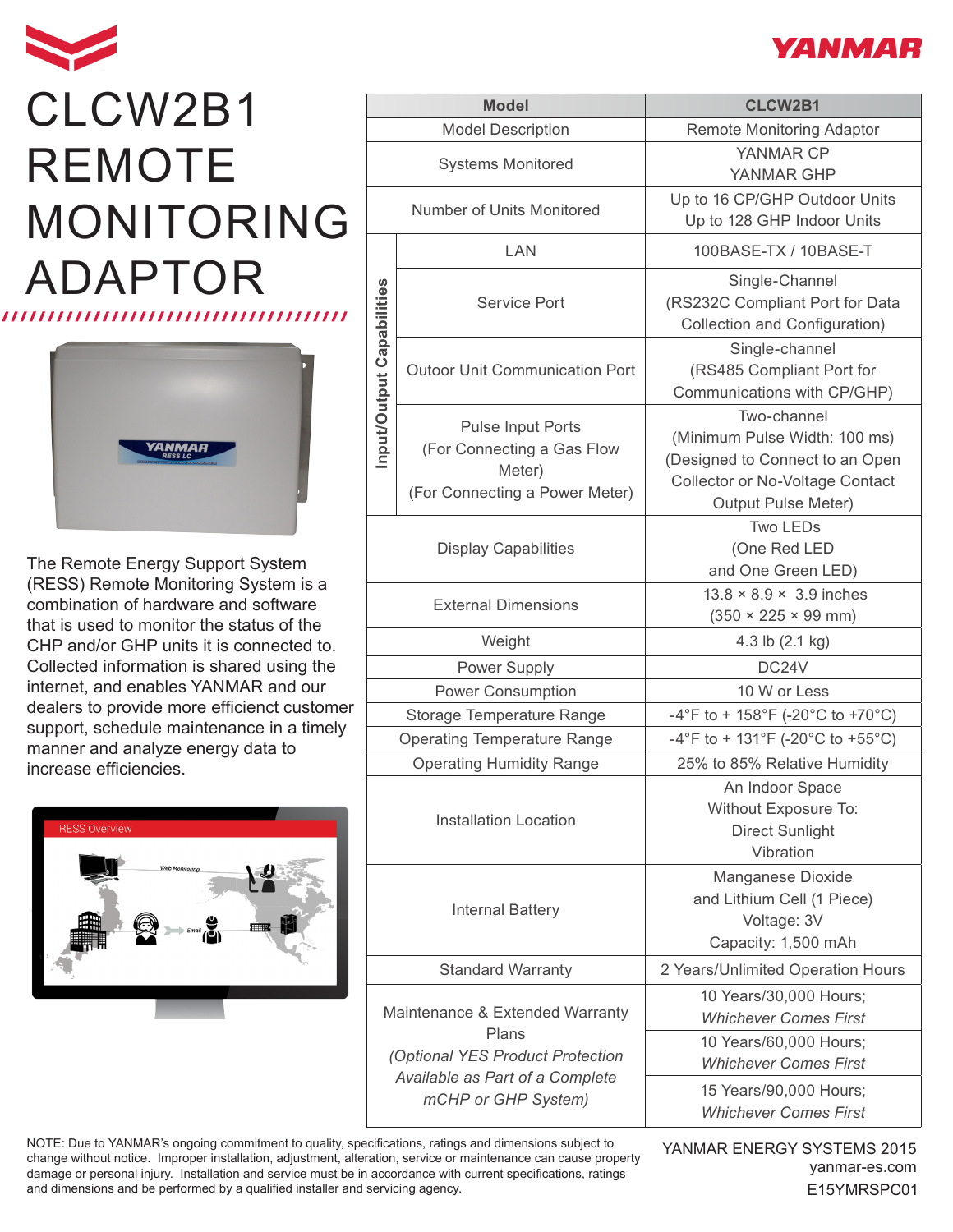# CLCW2B1 REMOTE MONITORING ADAPTOR

The Remote Energy Support System (RESS) Remote Monitoring System is a combination of hardware and software that is used to monitor the status of the CHP and/or GHP units it is connected to. Collected information is shared using the internet, and enables YANMAR and our dealers to provide more efficienct customer support, schedule maintenance in a timely manner and analyze energy data to increase efficiencies.

| Model | | CLCW2B1 |
|---|---|---|
| Model Description | | Remote Monitoring Adaptor |
| Systems Monitored | | YANMAR CP<br>YANMAR GHP |
| Number of Units Monitored | | Up to 16 CP/GHP Outdoor Units<br>Up to 128 GHP Indoor Units |
| Input/Output Capabilities | LAN | 100BASE-TX / 10BASE-T |
| | Service Port | Single-Channel<br>(RS232C Compliant Port for Data Collection and Configuration) |
| | Outoor Unit Communication Port | Single-channel<br>(RS485 Compliant Port for Communications with CP/GHP) |
| | Pulse Input Ports<br>(For Connecting a Gas Flow Meter)<br>(For Connecting a Power Meter) | Two-channel<br>(Minimum Pulse Width: 100 ms)<br>(Designed to Connect to an Open Collector or No-Voltage Contact Output Pulse Meter) |
| Display Capabilities | | Two LEDs<br>(One Red LED and One Green LED) |
| External Dimensions | | 13.8 × 8.9 × 3.9 inches<br>(350 × 225 × 99 mm) |
| Weight | | 4.3 lb (2.1 kg) |
| Power Supply | | DC24V |
| Power Consumption | | 10 W or Less |
| Storage Temperature Range | | -4°F to + 158°F (-20°C to +70°C) |
| Operating Temperature Range | | -4°F to + 131°F (-20°C to +55°C) |
| Operating Humidity Range | | 25% to 85% Relative Humidity |
| Installation Location | | An Indoor Space<br>Without Exposure To:<br>Direct Sunlight<br>Vibration |
| Internal Battery | | Manganese Dioxide and Lithium Cell (1 Piece)<br>Voltage: 3V<br>Capacity: 1,500 mAh |
| Standard Warranty | | 2 Years/Unlimited Operation Hours |
| Maintenance & Extended Warranty Plans<br>*(Optional YES Product Protection Available as Part of a Complete mCHP or GHP System)* | | 10 Years/30,000 Hours; *Whichever Comes First* |
| | | 10 Years/60,000 Hours; *Whichever Comes First* |
| | | 15 Years/90,000 Hours; *Whichever Comes First* |

NOTE: Due to YANMAR's ongoing commitment to quality, specifications, ratings and dimensions subject to change without notice. Improper installation, adjustment, alteration, service or maintenance can cause property damage or personal injury. Installation and service must be in accordance with current specifications, ratings and dimensions and be performed by a qualified installer and servicing agency.

YANMAR ENERGY SYSTEMS 2015
yanmar-es.com
E15YMRSPC01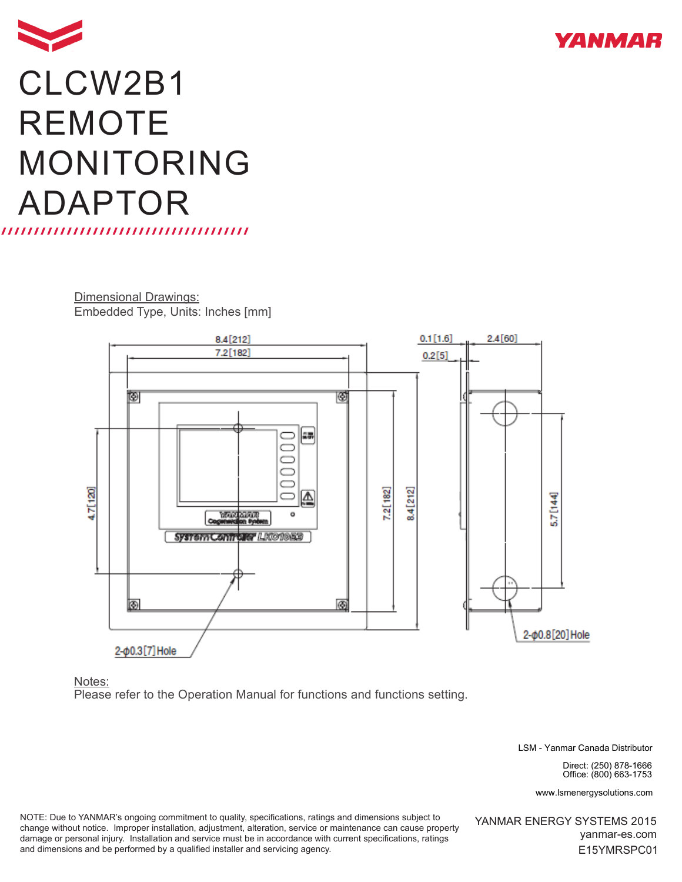# CLCW2B1 REMOTE MONITORING ADAPTOR

Dimensional Drawings:
Embedded Type, Units: Inches [mm]

8.4[212]
7.2[182]
0.1[1.6]
2.4[60]
0.2[5]
4.7[120]
7.2[182]
8.4[212]
5.7[144]
YANMAR
Cogeneration System
System Controller LK01033
2-φ0.3[7]Hole
2-φ0.8[20]Hole

Notes:
Please refer to the Operation Manual for functions and functions setting.

LSM - Yanmar Canada Distributor

Direct: (250) 878-1666
Office: (800) 663-1753

www.lsmenergysolutions.com

NOTE: Due to YANMAR's ongoing commitment to quality, specifications, ratings and dimensions subject to change without notice. Improper installation, adjustment, alteration, service or maintenance can cause property damage or personal injury. Installation and service must be in accordance with current specifications, ratings and dimensions and be performed by a qualified installer and servicing agency.

YANMAR ENERGY SYSTEMS 2015
yanmar-es.com
E15YMRSPC01